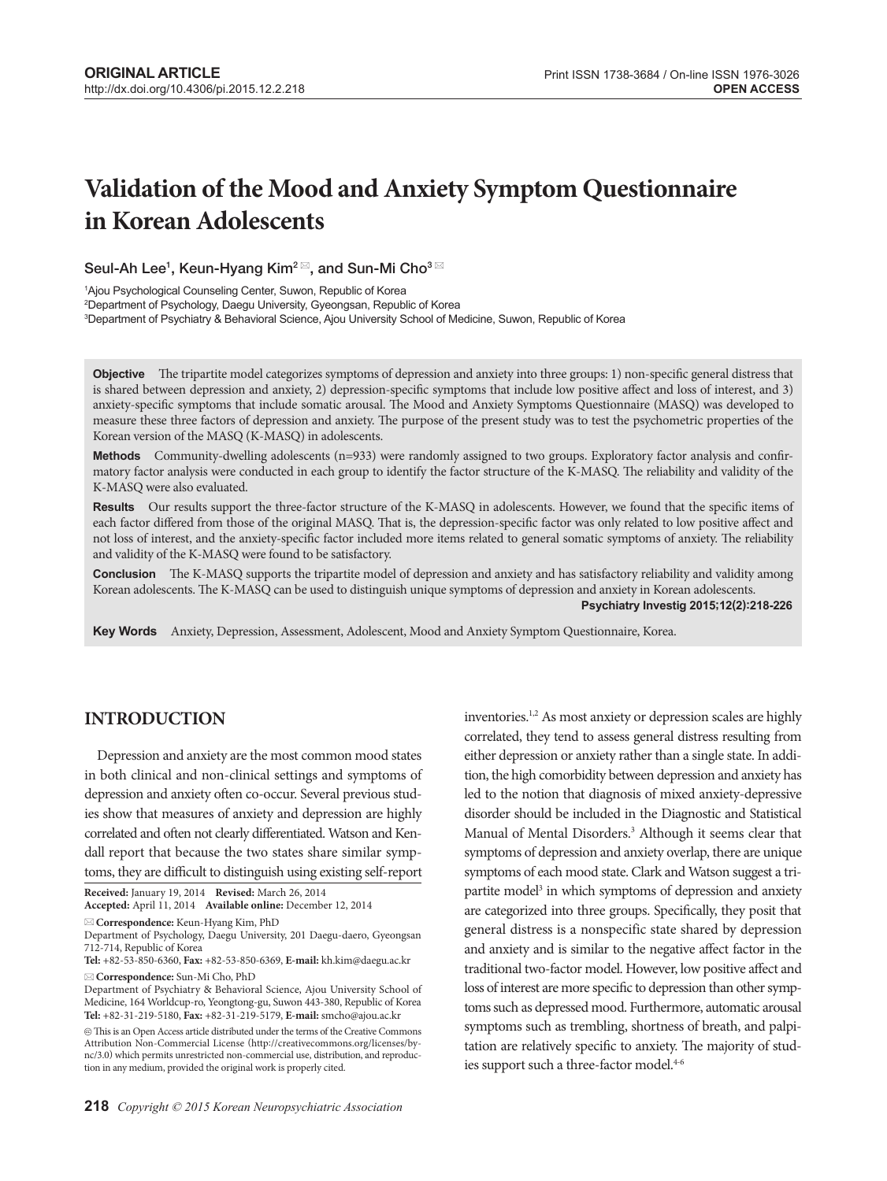ORIGINAL ARTICLE

http://dx.doi.org/10.4306/pi.2015.12.2.218

Print ISSN 1738-3684 / On-line ISSN 1976-3026

OPEN ACCESS

# Validation of the Mood and Anxiety Symptom Questionnaire in Korean Adolescents

Seul-Ah Lee[1], Keun-Hyang Kim[2], and Sun-Mi Cho[3]

[1]Ajou Psychological Counseling Center, Suwon, Republic of Korea

[2]Department of Psychology, Daegu University, Gyeongsan, Republic of Korea

[3]Department of Psychiatry & Behavioral Science, Ajou University School of Medicine, Suwon, Republic of Korea

**Objective** The tripartite model categorizes symptoms of depression and anxiety into three groups: 1) non-specific general distress that is shared between depression and anxiety, 2) depression-specific symptoms that include low positive affect and loss of interest, and 3) anxiety-specific symptoms that include somatic arousal. The Mood and Anxiety Symptoms Questionnaire (MASQ) was developed to measure these three factors of depression and anxiety. The purpose of the present study was to test the psychometric properties of the Korean version of the MASQ (K-MASQ) in adolescents.

**Methods** Community-dwelling adolescents (n=933) were randomly assigned to two groups. Exploratory factor analysis and confirmatory factor analysis were conducted in each group to identify the factor structure of the K-MASQ. The reliability and validity of the K-MASQ were also evaluated.

**Results** Our results support the three-factor structure of the K-MASQ in adolescents. However, we found that the specific items of each factor differed from those of the original MASQ. That is, the depression-specific factor was only related to low positive affect and not loss of interest, and the anxiety-specific factor included more items related to general somatic symptoms of anxiety. The reliability and validity of the K-MASQ were found to be satisfactory.

**Conclusion** The K-MASQ supports the tripartite model of depression and anxiety and has satisfactory reliability and validity among Korean adolescents. The K-MASQ can be used to distinguish unique symptoms of depression and anxiety in Korean adolescents.

**Psychiatry Investig 2015;12(2):218-226**

**Key Words** Anxiety, Depression, Assessment, Adolescent, Mood and Anxiety Symptom Questionnaire, Korea.

## INTRODUCTION

Depression and anxiety are the most common mood states in both clinical and non-clinical settings and symptoms of depression and anxiety often co-occur. Several previous studies show that measures of anxiety and depression are highly correlated and often not clearly differentiated. Watson and Kendall report that because the two states share similar symptoms, they are difficult to distinguish using existing self-report inventories.[1,2] As most anxiety or depression scales are highly correlated, they tend to assess general distress resulting from either depression or anxiety rather than a single state. In addition, the high comorbidity between depression and anxiety has led to the notion that diagnosis of mixed anxiety-depressive disorder should be included in the Diagnostic and Statistical Manual of Mental Disorders.[3] Although it seems clear that symptoms of depression and anxiety overlap, there are unique symptoms of each mood state. Clark and Watson suggest a tripartite model[3] in which symptoms of depression and anxiety are categorized into three groups. Specifically, they posit that general distress is a nonspecific state shared by depression and anxiety and is similar to the negative affect factor in the traditional two-factor model. However, low positive affect and loss of interest are more specific to depression than other symptoms such as depressed mood. Furthermore, automatic arousal symptoms such as trembling, shortness of breath, and palpitation are relatively specific to anxiety. The majority of studies support such a three-factor model.[4-6]

**Received:** January 19, 2014 **Revised:** March 26, 2014

**Accepted:** April 11, 2014 **Available online:** December 12, 2014

**Correspondence:** Keun-Hyang Kim, PhD

Department of Psychology, Daegu University, 201 Daegu-daero, Gyeongsan 712-714, Republic of Korea

**Tel:** +82-53-850-6360, **Fax:** +82-53-850-6369, **E-mail:** kh.kim@daegu.ac.kr

**Correspondence:** Sun-Mi Cho, PhD

Department of Psychiatry & Behavioral Science, Ajou University School of Medicine, 164 Worldcup-ro, Yeongtong-gu, Suwon 443-380, Republic of Korea

**Tel:** +82-31-219-5180, **Fax:** +82-31-219-5179, **E-mail:** smcho@ajou.ac.kr

This is an Open Access article distributed under the terms of the Creative Commons Attribution Non-Commercial License (http://creativecommons.org/licenses/by-nc/3.0) which permits unrestricted non-commercial use, distribution, and reproduction in any medium, provided the original work is properly cited.

Copyright © 2015 Korean Neuropsychiatric Association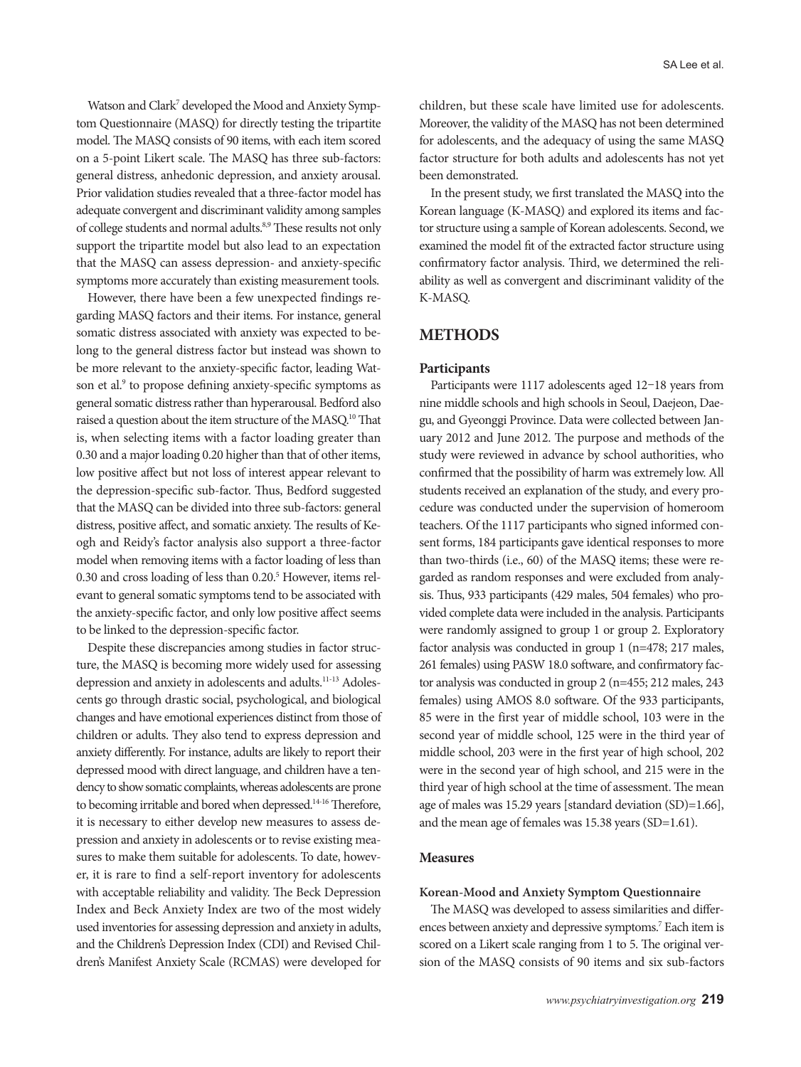Watson and Clark[7] developed the Mood and Anxiety Symptom Questionnaire (MASQ) for directly testing the tripartite model. The MASQ consists of 90 items, with each item scored on a 5-point Likert scale. The MASQ has three sub-factors: general distress, anhedonic depression, and anxiety arousal. Prior validation studies revealed that a three-factor model has adequate convergent and discriminant validity among samples of college students and normal adults.[8,9] These results not only support the tripartite model but also lead to an expectation that the MASQ can assess depression- and anxiety-specific symptoms more accurately than existing measurement tools.

However, there have been a few unexpected findings regarding MASQ factors and their items. For instance, general somatic distress associated with anxiety was expected to belong to the general distress factor but instead was shown to be more relevant to the anxiety-specific factor, leading Watson et al.[9] to propose defining anxiety-specific symptoms as general somatic distress rather than hyperarousal. Bedford also raised a question about the item structure of the MASQ.[10] That is, when selecting items with a factor loading greater than 0.30 and a major loading 0.20 higher than that of other items, low positive affect but not loss of interest appear relevant to the depression-specific sub-factor. Thus, Bedford suggested that the MASQ can be divided into three sub-factors: general distress, positive affect, and somatic anxiety. The results of Keogh and Reidy's factor analysis also support a three-factor model when removing items with a factor loading of less than 0.30 and cross loading of less than 0.20.[5] However, items relevant to general somatic symptoms tend to be associated with the anxiety-specific factor, and only low positive affect seems to be linked to the depression-specific factor.

Despite these discrepancies among studies in factor structure, the MASQ is becoming more widely used for assessing depression and anxiety in adolescents and adults.[11-13] Adolescents go through drastic social, psychological, and biological changes and have emotional experiences distinct from those of children or adults. They also tend to express depression and anxiety differently. For instance, adults are likely to report their depressed mood with direct language, and children have a tendency to show somatic complaints, whereas adolescents are prone to becoming irritable and bored when depressed.[14-16] Therefore, it is necessary to either develop new measures to assess depression and anxiety in adolescents or to revise existing measures to make them suitable for adolescents. To date, however, it is rare to find a self-report inventory for adolescents with acceptable reliability and validity. The Beck Depression Index and Beck Anxiety Index are two of the most widely used inventories for assessing depression and anxiety in adults, and the Children's Depression Index (CDI) and Revised Children's Manifest Anxiety Scale (RCMAS) were developed for children, but these scale have limited use for adolescents. Moreover, the validity of the MASQ has not been determined for adolescents, and the adequacy of using the same MASQ factor structure for both adults and adolescents has not yet been demonstrated.

In the present study, we first translated the MASQ into the Korean language (K-MASQ) and explored its items and factor structure using a sample of Korean adolescents. Second, we examined the model fit of the extracted factor structure using confirmatory factor analysis. Third, we determined the reliability as well as convergent and discriminant validity of the K-MASQ.

## METHODS

### Participants

Participants were 1117 adolescents aged 12−18 years from nine middle schools and high schools in Seoul, Daejeon, Daegu, and Gyeonggi Province. Data were collected between January 2012 and June 2012. The purpose and methods of the study were reviewed in advance by school authorities, who confirmed that the possibility of harm was extremely low. All students received an explanation of the study, and every procedure was conducted under the supervision of homeroom teachers. Of the 1117 participants who signed informed consent forms, 184 participants gave identical responses to more than two-thirds (i.e., 60) of the MASQ items; these were regarded as random responses and were excluded from analysis. Thus, 933 participants (429 males, 504 females) who provided complete data were included in the analysis. Participants were randomly assigned to group 1 or group 2. Exploratory factor analysis was conducted in group 1 (n=478; 217 males, 261 females) using PASW 18.0 software, and confirmatory factor analysis was conducted in group 2 (n=455; 212 males, 243 females) using AMOS 8.0 software. Of the 933 participants, 85 were in the first year of middle school, 103 were in the second year of middle school, 125 were in the third year of middle school, 203 were in the first year of high school, 202 were in the second year of high school, and 215 were in the third year of high school at the time of assessment. The mean age of males was 15.29 years [standard deviation (SD)=1.66], and the mean age of females was 15.38 years (SD=1.61).

### Measures

#### Korean-Mood and Anxiety Symptom Questionnaire

The MASQ was developed to assess similarities and differences between anxiety and depressive symptoms.[7] Each item is scored on a Likert scale ranging from 1 to 5. The original version of the MASQ consists of 90 items and six sub-factors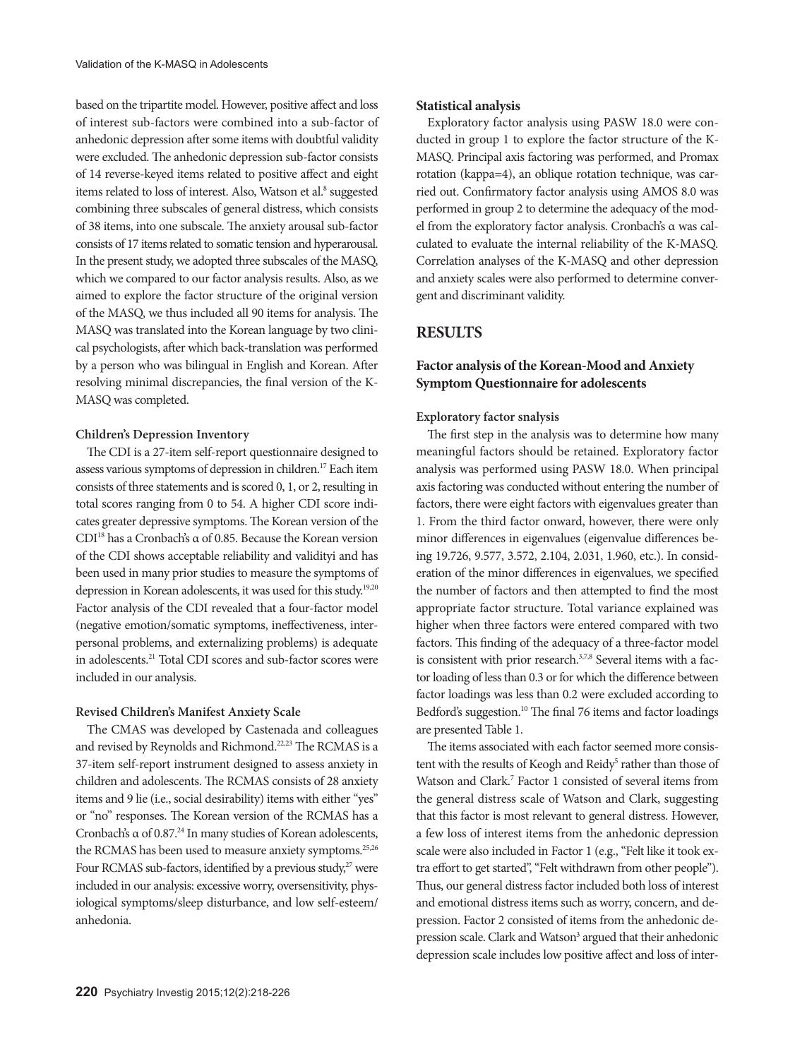based on the tripartite model. However, positive affect and loss of interest sub-factors were combined into a sub-factor of anhedonic depression after some items with doubtful validity were excluded. The anhedonic depression sub-factor consists of 14 reverse-keyed items related to positive affect and eight items related to loss of interest. Also, Watson et al.[8] suggested combining three subscales of general distress, which consists of 38 items, into one subscale. The anxiety arousal sub-factor consists of 17 items related to somatic tension and hyperarousal. In the present study, we adopted three subscales of the MASQ, which we compared to our factor analysis results. Also, as we aimed to explore the factor structure of the original version of the MASQ, we thus included all 90 items for analysis. The MASQ was translated into the Korean language by two clinical psychologists, after which back-translation was performed by a person who was bilingual in English and Korean. After resolving minimal discrepancies, the final version of the K-MASQ was completed.

#### Children's Depression Inventory

The CDI is a 27-item self-report questionnaire designed to assess various symptoms of depression in children.[17] Each item consists of three statements and is scored 0, 1, or 2, resulting in total scores ranging from 0 to 54. A higher CDI score indicates greater depressive symptoms. The Korean version of the CDI[18] has a Cronbach's α of 0.85. Because the Korean version of the CDI shows acceptable reliability and validityi and has been used in many prior studies to measure the symptoms of depression in Korean adolescents, it was used for this study.[19,20] Factor analysis of the CDI revealed that a four-factor model (negative emotion/somatic symptoms, ineffectiveness, interpersonal problems, and externalizing problems) is adequate in adolescents.[21] Total CDI scores and sub-factor scores were included in our analysis.

#### Revised Children's Manifest Anxiety Scale

The CMAS was developed by Castenada and colleagues and revised by Reynolds and Richmond.[22,23] The RCMAS is a 37-item self-report instrument designed to assess anxiety in children and adolescents. The RCMAS consists of 28 anxiety items and 9 lie (i.e., social desirability) items with either "yes" or "no" responses. The Korean version of the RCMAS has a Cronbach's α of 0.87.[24] In many studies of Korean adolescents, the RCMAS has been used to measure anxiety symptoms.[25,26] Four RCMAS sub-factors, identified by a previous study,[27] were included in our analysis: excessive worry, oversensitivity, physiological symptoms/sleep disturbance, and low self-esteem/anhedonia.

### Statistical analysis

Exploratory factor analysis using PASW 18.0 were conducted in group 1 to explore the factor structure of the K-MASQ. Principal axis factoring was performed, and Promax rotation (kappa=4), an oblique rotation technique, was carried out. Confirmatory factor analysis using AMOS 8.0 was performed in group 2 to determine the adequacy of the model from the exploratory factor analysis. Cronbach's α was calculated to evaluate the internal reliability of the K-MASQ. Correlation analyses of the K-MASQ and other depression and anxiety scales were also performed to determine convergent and discriminant validity.

## RESULTS

### Factor analysis of the Korean-Mood and Anxiety Symptom Questionnaire for adolescents

#### Exploratory factor snalysis

The first step in the analysis was to determine how many meaningful factors should be retained. Exploratory factor analysis was performed using PASW 18.0. When principal axis factoring was conducted without entering the number of factors, there were eight factors with eigenvalues greater than 1. From the third factor onward, however, there were only minor differences in eigenvalues (eigenvalue differences being 19.726, 9.577, 3.572, 2.104, 2.031, 1.960, etc.). In consideration of the minor differences in eigenvalues, we specified the number of factors and then attempted to find the most appropriate factor structure. Total variance explained was higher when three factors were entered compared with two factors. This finding of the adequacy of a three-factor model is consistent with prior research.[3,7,8] Several items with a factor loading of less than 0.3 or for which the difference between factor loadings was less than 0.2 were excluded according to Bedford's suggestion.[10] The final 76 items and factor loadings are presented Table 1.

The items associated with each factor seemed more consistent with the results of Keogh and Reidy[5] rather than those of Watson and Clark.[7] Factor 1 consisted of several items from the general distress scale of Watson and Clark, suggesting that this factor is most relevant to general distress. However, a few loss of interest items from the anhedonic depression scale were also included in Factor 1 (e.g., "Felt like it took extra effort to get started", "Felt withdrawn from other people"). Thus, our general distress factor included both loss of interest and emotional distress items such as worry, concern, and depression. Factor 2 consisted of items from the anhedonic depression scale. Clark and Watson[3] argued that their anhedonic depression scale includes low positive affect and loss of inter-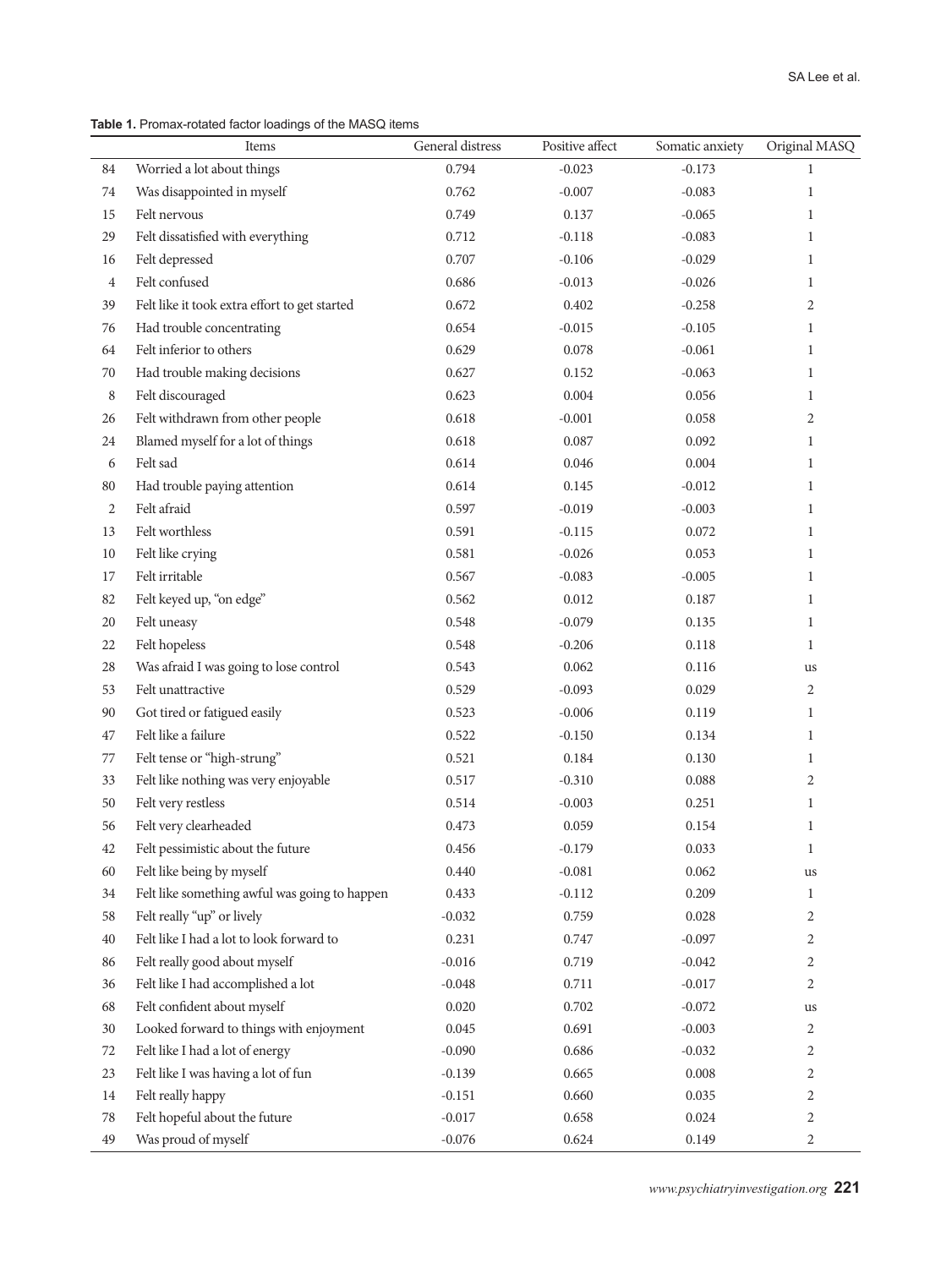**Table 1.** Promax-rotated factor loadings of the MASQ items

| | Items | General distress | Positive affect | Somatic anxiety | Original MASQ |
|---|---|---|---|---|---|
| 84 | Worried a lot about things | 0.794 | -0.023 | -0.173 | 1 |
| 74 | Was disappointed in myself | 0.762 | -0.007 | -0.083 | 1 |
| 15 | Felt nervous | 0.749 | 0.137 | -0.065 | 1 |
| 29 | Felt dissatisfied with everything | 0.712 | -0.118 | -0.083 | 1 |
| 16 | Felt depressed | 0.707 | -0.106 | -0.029 | 1 |
| 4 | Felt confused | 0.686 | -0.013 | -0.026 | 1 |
| 39 | Felt like it took extra effort to get started | 0.672 | 0.402 | -0.258 | 2 |
| 76 | Had trouble concentrating | 0.654 | -0.015 | -0.105 | 1 |
| 64 | Felt inferior to others | 0.629 | 0.078 | -0.061 | 1 |
| 70 | Had trouble making decisions | 0.627 | 0.152 | -0.063 | 1 |
| 8 | Felt discouraged | 0.623 | 0.004 | 0.056 | 1 |
| 26 | Felt withdrawn from other people | 0.618 | -0.001 | 0.058 | 2 |
| 24 | Blamed myself for a lot of things | 0.618 | 0.087 | 0.092 | 1 |
| 6 | Felt sad | 0.614 | 0.046 | 0.004 | 1 |
| 80 | Had trouble paying attention | 0.614 | 0.145 | -0.012 | 1 |
| 2 | Felt afraid | 0.597 | -0.019 | -0.003 | 1 |
| 13 | Felt worthless | 0.591 | -0.115 | 0.072 | 1 |
| 10 | Felt like crying | 0.581 | -0.026 | 0.053 | 1 |
| 17 | Felt irritable | 0.567 | -0.083 | -0.005 | 1 |
| 82 | Felt keyed up, "on edge" | 0.562 | 0.012 | 0.187 | 1 |
| 20 | Felt uneasy | 0.548 | -0.079 | 0.135 | 1 |
| 22 | Felt hopeless | 0.548 | -0.206 | 0.118 | 1 |
| 28 | Was afraid I was going to lose control | 0.543 | 0.062 | 0.116 | us |
| 53 | Felt unattractive | 0.529 | -0.093 | 0.029 | 2 |
| 90 | Got tired or fatigued easily | 0.523 | -0.006 | 0.119 | 1 |
| 47 | Felt like a failure | 0.522 | -0.150 | 0.134 | 1 |
| 77 | Felt tense or "high-strung" | 0.521 | 0.184 | 0.130 | 1 |
| 33 | Felt like nothing was very enjoyable | 0.517 | -0.310 | 0.088 | 2 |
| 50 | Felt very restless | 0.514 | -0.003 | 0.251 | 1 |
| 56 | Felt very clearheaded | 0.473 | 0.059 | 0.154 | 1 |
| 42 | Felt pessimistic about the future | 0.456 | -0.179 | 0.033 | 1 |
| 60 | Felt like being by myself | 0.440 | -0.081 | 0.062 | us |
| 34 | Felt like something awful was going to happen | 0.433 | -0.112 | 0.209 | 1 |
| 58 | Felt really "up" or lively | -0.032 | 0.759 | 0.028 | 2 |
| 40 | Felt like I had a lot to look forward to | 0.231 | 0.747 | -0.097 | 2 |
| 86 | Felt really good about myself | -0.016 | 0.719 | -0.042 | 2 |
| 36 | Felt like I had accomplished a lot | -0.048 | 0.711 | -0.017 | 2 |
| 68 | Felt confident about myself | 0.020 | 0.702 | -0.072 | us |
| 30 | Looked forward to things with enjoyment | 0.045 | 0.691 | -0.003 | 2 |
| 72 | Felt like I had a lot of energy | -0.090 | 0.686 | -0.032 | 2 |
| 23 | Felt like I was having a lot of fun | -0.139 | 0.665 | 0.008 | 2 |
| 14 | Felt really happy | -0.151 | 0.660 | 0.035 | 2 |
| 78 | Felt hopeful about the future | -0.017 | 0.658 | 0.024 | 2 |
| 49 | Was proud of myself | -0.076 | 0.624 | 0.149 | 2 |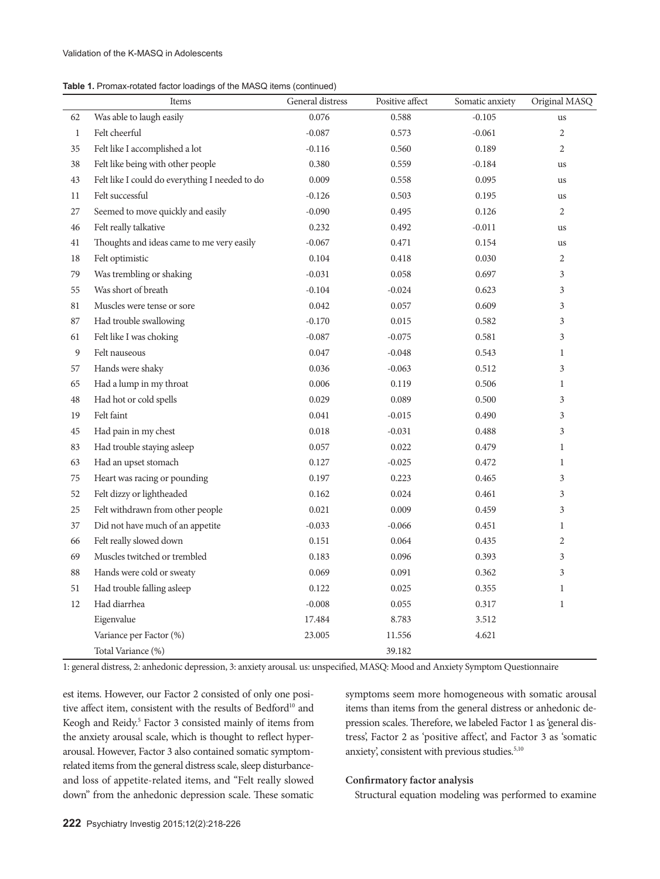**Table 1.** Promax-rotated factor loadings of the MASQ items (continued)

| | Items | General distress | Positive affect | Somatic anxiety | Original MASQ |
|---|---|---|---|---|---|
| 62 | Was able to laugh easily | 0.076 | 0.588 | -0.105 | us |
| 1 | Felt cheerful | -0.087 | 0.573 | -0.061 | 2 |
| 35 | Felt like I accomplished a lot | -0.116 | 0.560 | 0.189 | 2 |
| 38 | Felt like being with other people | 0.380 | 0.559 | -0.184 | us |
| 43 | Felt like I could do everything I needed to do | 0.009 | 0.558 | 0.095 | us |
| 11 | Felt successful | -0.126 | 0.503 | 0.195 | us |
| 27 | Seemed to move quickly and easily | -0.090 | 0.495 | 0.126 | 2 |
| 46 | Felt really talkative | 0.232 | 0.492 | -0.011 | us |
| 41 | Thoughts and ideas came to me very easily | -0.067 | 0.471 | 0.154 | us |
| 18 | Felt optimistic | 0.104 | 0.418 | 0.030 | 2 |
| 79 | Was trembling or shaking | -0.031 | 0.058 | 0.697 | 3 |
| 55 | Was short of breath | -0.104 | -0.024 | 0.623 | 3 |
| 81 | Muscles were tense or sore | 0.042 | 0.057 | 0.609 | 3 |
| 87 | Had trouble swallowing | -0.170 | 0.015 | 0.582 | 3 |
| 61 | Felt like I was choking | -0.087 | -0.075 | 0.581 | 3 |
| 9 | Felt nauseous | 0.047 | -0.048 | 0.543 | 1 |
| 57 | Hands were shaky | 0.036 | -0.063 | 0.512 | 3 |
| 65 | Had a lump in my throat | 0.006 | 0.119 | 0.506 | 1 |
| 48 | Had hot or cold spells | 0.029 | 0.089 | 0.500 | 3 |
| 19 | Felt faint | 0.041 | -0.015 | 0.490 | 3 |
| 45 | Had pain in my chest | 0.018 | -0.031 | 0.488 | 3 |
| 83 | Had trouble staying asleep | 0.057 | 0.022 | 0.479 | 1 |
| 63 | Had an upset stomach | 0.127 | -0.025 | 0.472 | 1 |
| 75 | Heart was racing or pounding | 0.197 | 0.223 | 0.465 | 3 |
| 52 | Felt dizzy or lightheaded | 0.162 | 0.024 | 0.461 | 3 |
| 25 | Felt withdrawn from other people | 0.021 | 0.009 | 0.459 | 3 |
| 37 | Did not have much of an appetite | -0.033 | -0.066 | 0.451 | 1 |
| 66 | Felt really slowed down | 0.151 | 0.064 | 0.435 | 2 |
| 69 | Muscles twitched or trembled | 0.183 | 0.096 | 0.393 | 3 |
| 88 | Hands were cold or sweaty | 0.069 | 0.091 | 0.362 | 3 |
| 51 | Had trouble falling asleep | 0.122 | 0.025 | 0.355 | 1 |
| 12 | Had diarrhea | -0.008 | 0.055 | 0.317 | 1 |
| | Eigenvalue | 17.484 | 8.783 | 3.512 | |
| | Variance per Factor (%) | 23.005 | 11.556 | 4.621 | |
| | Total Variance (%) | | 39.182 | | |

1: general distress, 2: anhedonic depression, 3: anxiety arousal. us: unspecified, MASQ: Mood and Anxiety Symptom Questionnaire

est items. However, our Factor 2 consisted of only one positive affect item, consistent with the results of Bedford[10] and Keogh and Reidy.[5] Factor 3 consisted mainly of items from the anxiety arousal scale, which is thought to reflect hyperarousal. However, Factor 3 also contained somatic symptom-related items from the general distress scale, sleep disturbance- and loss of appetite-related items, and "Felt really slowed down" from the anhedonic depression scale. These somatic symptoms seem more homogeneous with somatic arousal items than items from the general distress or anhedonic depression scales. Therefore, we labeled Factor 1 as 'general distress', Factor 2 as 'positive affect', and Factor 3 as 'somatic anxiety', consistent with previous studies.[5,10]

### Confirmatory factor analysis

Structural equation modeling was performed to examine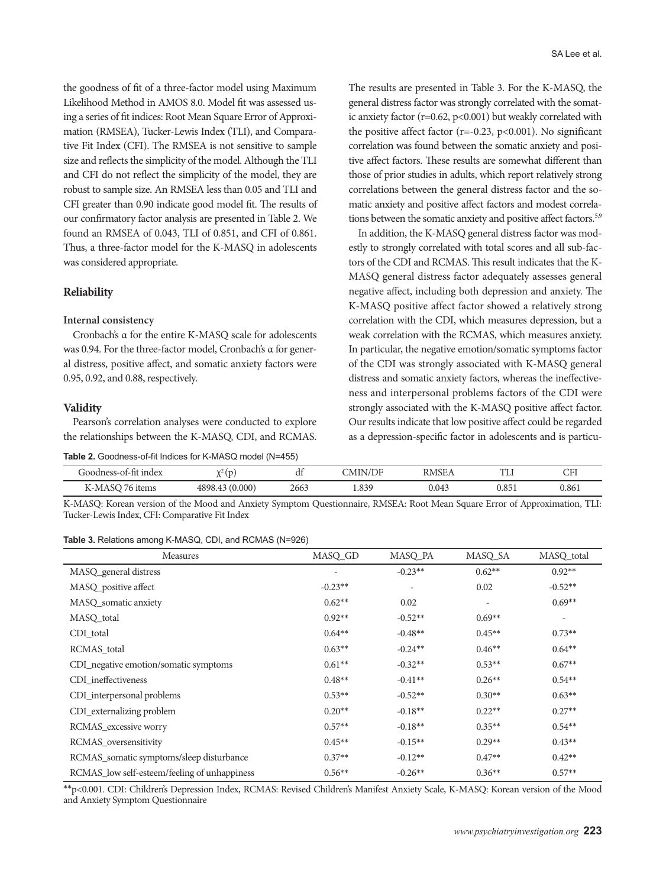the goodness of fit of a three-factor model using Maximum Likelihood Method in AMOS 8.0. Model fit was assessed using a series of fit indices: Root Mean Square Error of Approximation (RMSEA), Tucker-Lewis Index (TLI), and Comparative Fit Index (CFI). The RMSEA is not sensitive to sample size and reflects the simplicity of the model. Although the TLI and CFI do not reflect the simplicity of the model, they are robust to sample size. An RMSEA less than 0.05 and TLI and CFI greater than 0.90 indicate good model fit. The results of our confirmatory factor analysis are presented in Table 2. We found an RMSEA of 0.043, TLI of 0.851, and CFI of 0.861. Thus, a three-factor model for the K-MASQ in adolescents was considered appropriate.

## Reliability

### Internal consistency

Cronbach's α for the entire K-MASQ scale for adolescents was 0.94. For the three-factor model, Cronbach's α for general distress, positive affect, and somatic anxiety factors were 0.95, 0.92, and 0.88, respectively.

## Validity

Pearson's correlation analyses were conducted to explore the relationships between the K-MASQ, CDI, and RCMAS. The results are presented in Table 3. For the K-MASQ, the general distress factor was strongly correlated with the somatic anxiety factor ($r=0.62$, $p<0.001$) but weakly correlated with the positive affect factor ($r=-0.23$, $p<0.001$). No significant correlation was found between the somatic anxiety and positive affect factors. These results are somewhat different than those of prior studies in adults, which report relatively strong correlations between the general distress factor and the somatic anxiety and positive affect factors and modest correlations between the somatic anxiety and positive affect factors.[5,9]

In addition, the K-MASQ general distress factor was modestly to strongly correlated with total scores and all sub-factors of the CDI and RCMAS. This result indicates that the K-MASQ general distress factor adequately assesses general negative affect, including both depression and anxiety. The K-MASQ positive affect factor showed a relatively strong correlation with the CDI, which measures depression, but a weak correlation with the RCMAS, which measures anxiety. In particular, the negative emotion/somatic symptoms factor of the CDI was strongly associated with K-MASQ general distress and somatic anxiety factors, whereas the ineffectiveness and interpersonal problems factors of the CDI were strongly associated with the K-MASQ positive affect factor. Our results indicate that low positive affect could be regarded as a depression-specific factor in adolescents and is particu-

**Table 2.** Goodness-of-fit Indices for K-MASQ model (N=455)

| Goodness-of-fit index | $\chi^2$ (p) | df | CMIN/DF | RMSEA | TLI | CFI |
|---|---|---|---|---|---|---|
| K-MASQ 76 items | 4898.43 (0.000) | 2663 | 1.839 | 0.043 | 0.851 | 0.861 |

K-MASQ: Korean version of the Mood and Anxiety Symptom Questionnaire, RMSEA: Root Mean Square Error of Approximation, TLI: Tucker-Lewis Index, CFI: Comparative Fit Index

**Table 3.** Relations among K-MASQ, CDI, and RCMAS (N=926)

| Measures | MASQ_GD | MASQ_PA | MASQ_SA | MASQ_total |
|---|---|---|---|---|
| MASQ_general distress | - | -0.23** | 0.62** | 0.92** |
| MASQ_positive affect | -0.23** | - | 0.02 | -0.52** |
| MASQ_somatic anxiety | 0.62** | 0.02 | - | 0.69** |
| MASQ_total | 0.92** | -0.52** | 0.69** | - |
| CDI_total | 0.64** | -0.48** | 0.45** | 0.73** |
| RCMAS_total | 0.63** | -0.24** | 0.46** | 0.64** |
| CDI_negative emotion/somatic symptoms | 0.61** | -0.32** | 0.53** | 0.67** |
| CDI_ineffectiveness | 0.48** | -0.41** | 0.26** | 0.54** |
| CDI_interpersonal problems | 0.53** | -0.52** | 0.30** | 0.63** |
| CDI_externalizing problem | 0.20** | -0.18** | 0.22** | 0.27** |
| RCMAS_excessive worry | 0.57** | -0.18** | 0.35** | 0.54** |
| RCMAS_oversensitivity | 0.45** | -0.15** | 0.29** | 0.43** |
| RCMAS_somatic symptoms/sleep disturbance | 0.37** | -0.12** | 0.47** | 0.42** |
| RCMAS_low self-esteem/feeling of unhappiness | 0.56** | -0.26** | 0.36** | 0.57** |

**$p<0.001$. CDI: Children's Depression Index, RCMAS: Revised Children's Manifest Anxiety Scale, K-MASQ: Korean version of the Mood and Anxiety Symptom Questionnaire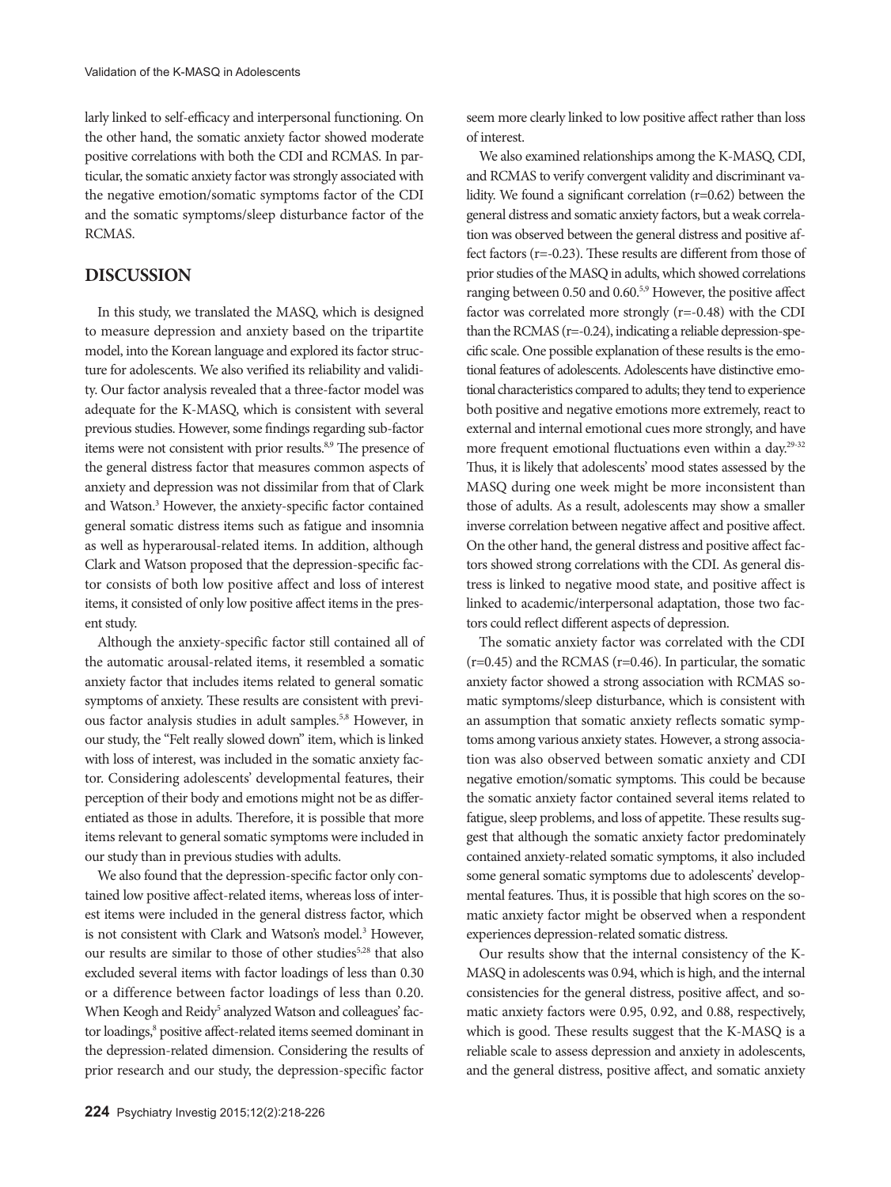larly linked to self-efficacy and interpersonal functioning. On the other hand, the somatic anxiety factor showed moderate positive correlations with both the CDI and RCMAS. In particular, the somatic anxiety factor was strongly associated with the negative emotion/somatic symptoms factor of the CDI and the somatic symptoms/sleep disturbance factor of the RCMAS.

## DISCUSSION

In this study, we translated the MASQ, which is designed to measure depression and anxiety based on the tripartite model, into the Korean language and explored its factor structure for adolescents. We also verified its reliability and validity. Our factor analysis revealed that a three-factor model was adequate for the K-MASQ, which is consistent with several previous studies. However, some findings regarding sub-factor items were not consistent with prior results.[8,9] The presence of the general distress factor that measures common aspects of anxiety and depression was not dissimilar from that of Clark and Watson.[3] However, the anxiety-specific factor contained general somatic distress items such as fatigue and insomnia as well as hyperarousal-related items. In addition, although Clark and Watson proposed that the depression-specific factor consists of both low positive affect and loss of interest items, it consisted of only low positive affect items in the present study.

Although the anxiety-specific factor still contained all of the automatic arousal-related items, it resembled a somatic anxiety factor that includes items related to general somatic symptoms of anxiety. These results are consistent with previous factor analysis studies in adult samples.[5,8] However, in our study, the "Felt really slowed down" item, which is linked with loss of interest, was included in the somatic anxiety factor. Considering adolescents' developmental features, their perception of their body and emotions might not be as differentiated as those in adults. Therefore, it is possible that more items relevant to general somatic symptoms were included in our study than in previous studies with adults.

We also found that the depression-specific factor only contained low positive affect-related items, whereas loss of interest items were included in the general distress factor, which is not consistent with Clark and Watson's model.[3] However, our results are similar to those of other studies[5,28] that also excluded several items with factor loadings of less than 0.30 or a difference between factor loadings of less than 0.20. When Keogh and Reidy[5] analyzed Watson and colleagues' factor loadings,[8] positive affect-related items seemed dominant in the depression-related dimension. Considering the results of prior research and our study, the depression-specific factor seem more clearly linked to low positive affect rather than loss of interest.

We also examined relationships among the K-MASQ, CDI, and RCMAS to verify convergent validity and discriminant validity. We found a significant correlation (r=0.62) between the general distress and somatic anxiety factors, but a weak correlation was observed between the general distress and positive affect factors (r=-0.23). These results are different from those of prior studies of the MASQ in adults, which showed correlations ranging between 0.50 and 0.60.[5,9] However, the positive affect factor was correlated more strongly (r=-0.48) with the CDI than the RCMAS (r=-0.24), indicating a reliable depression-specific scale. One possible explanation of these results is the emotional features of adolescents. Adolescents have distinctive emotional characteristics compared to adults; they tend to experience both positive and negative emotions more extremely, react to external and internal emotional cues more strongly, and have more frequent emotional fluctuations even within a day.[29-32] Thus, it is likely that adolescents' mood states assessed by the MASQ during one week might be more inconsistent than those of adults. As a result, adolescents may show a smaller inverse correlation between negative affect and positive affect. On the other hand, the general distress and positive affect factors showed strong correlations with the CDI. As general distress is linked to negative mood state, and positive affect is linked to academic/interpersonal adaptation, those two factors could reflect different aspects of depression.

The somatic anxiety factor was correlated with the CDI (r=0.45) and the RCMAS (r=0.46). In particular, the somatic anxiety factor showed a strong association with RCMAS somatic symptoms/sleep disturbance, which is consistent with an assumption that somatic anxiety reflects somatic symptoms among various anxiety states. However, a strong association was also observed between somatic anxiety and CDI negative emotion/somatic symptoms. This could be because the somatic anxiety factor contained several items related to fatigue, sleep problems, and loss of appetite. These results suggest that although the somatic anxiety factor predominately contained anxiety-related somatic symptoms, it also included some general somatic symptoms due to adolescents' developmental features. Thus, it is possible that high scores on the somatic anxiety factor might be observed when a respondent experiences depression-related somatic distress.

Our results show that the internal consistency of the K-MASQ in adolescents was 0.94, which is high, and the internal consistencies for the general distress, positive affect, and somatic anxiety factors were 0.95, 0.92, and 0.88, respectively, which is good. These results suggest that the K-MASQ is a reliable scale to assess depression and anxiety in adolescents, and the general distress, positive affect, and somatic anxiety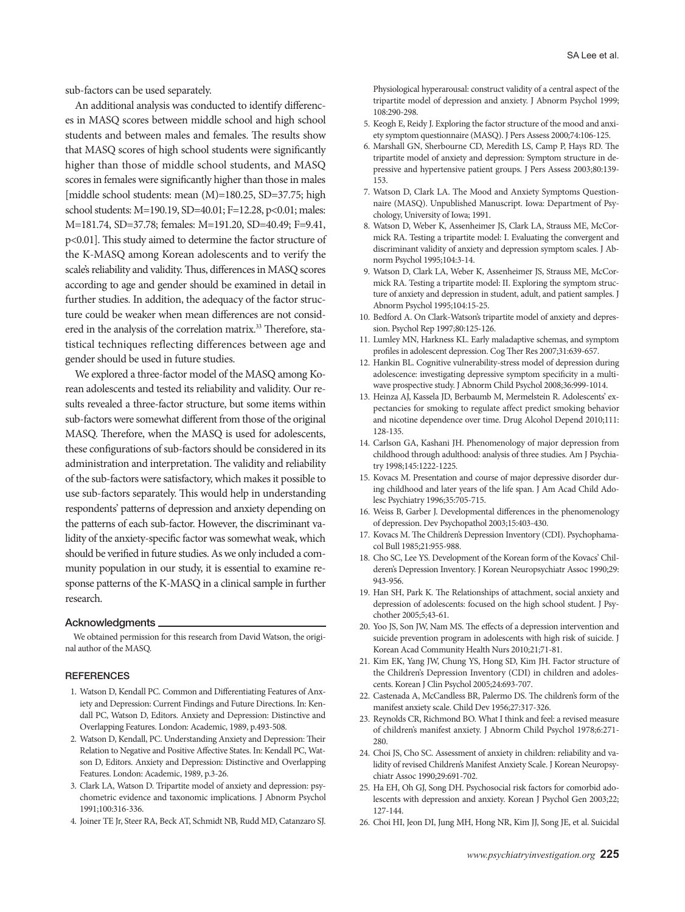sub-factors can be used separately.

An additional analysis was conducted to identify differences in MASQ scores between middle school and high school students and between males and females. The results show that MASQ scores of high school students were significantly higher than those of middle school students, and MASQ scores in females were significantly higher than those in males [middle school students: mean (M)=180.25, SD=37.75; high school students: M=190.19, SD=40.01; F=12.28, p<0.01; males: M=181.74, SD=37.78; females: M=191.20, SD=40.49; F=9.41, p<0.01]. This study aimed to determine the factor structure of the K-MASQ among Korean adolescents and to verify the scale's reliability and validity. Thus, differences in MASQ scores according to age and gender should be examined in detail in further studies. In addition, the adequacy of the factor structure could be weaker when mean differences are not considered in the analysis of the correlation matrix.[33] Therefore, statistical techniques reflecting differences between age and gender should be used in future studies.

We explored a three-factor model of the MASQ among Korean adolescents and tested its reliability and validity. Our results revealed a three-factor structure, but some items within sub-factors were somewhat different from those of the original MASQ. Therefore, when the MASQ is used for adolescents, these configurations of sub-factors should be considered in its administration and interpretation. The validity and reliability of the sub-factors were satisfactory, which makes it possible to use sub-factors separately. This would help in understanding respondents' patterns of depression and anxiety depending on the patterns of each sub-factor. However, the discriminant validity of the anxiety-specific factor was somewhat weak, which should be verified in future studies. As we only included a community population in our study, it is essential to examine response patterns of the K-MASQ in a clinical sample in further research.

## Acknowledgments

We obtained permission for this research from David Watson, the original author of the MASQ.

## REFERENCES

1. Watson D, Kendall PC. Common and Differentiating Features of Anxiety and Depression: Current Findings and Future Directions. In: Kendall PC, Watson D, Editors. Anxiety and Depression: Distinctive and Overlapping Features. London: Academic, 1989, p.493-508.
2. Watson D, Kendall, PC. Understanding Anxiety and Depression: Their Relation to Negative and Positive Affective States. In: Kendall PC, Watson D, Editors. Anxiety and Depression: Distinctive and Overlapping Features. London: Academic, 1989, p.3-26.
3. Clark LA, Watson D. Tripartite model of anxiety and depression: psychometric evidence and taxonomic implications. J Abnorm Psychol 1991;100:316-336.
4. Joiner TE Jr, Steer RA, Beck AT, Schmidt NB, Rudd MD, Catanzaro SJ. Physiological hyperarousal: construct validity of a central aspect of the tripartite model of depression and anxiety. J Abnorm Psychol 1999; 108:290-298.
5. Keogh E, Reidy J. Exploring the factor structure of the mood and anxiety symptom questionnaire (MASQ). J Pers Assess 2000;74:106-125.
6. Marshall GN, Sherbourne CD, Meredith LS, Camp P, Hays RD. The tripartite model of anxiety and depression: Symptom structure in depressive and hypertensive patient groups. J Pers Assess 2003;80:139-153.
7. Watson D, Clark LA. The Mood and Anxiety Symptoms Questionnaire (MASQ). Unpublished Manuscript. Iowa: Department of Psychology, University of Iowa; 1991.
8. Watson D, Weber K, Assenheimer JS, Clark LA, Strauss ME, McCormick RA. Testing a tripartite model: I. Evaluating the convergent and discriminant validity of anxiety and depression symptom scales. J Abnorm Psychol 1995;104:3-14.
9. Watson D, Clark LA, Weber K, Assenheimer JS, Strauss ME, McCormick RA. Testing a tripartite model: II. Exploring the symptom structure of anxiety and depression in student, adult, and patient samples. J Abnorm Psychol 1995;104:15-25.
10. Bedford A. On Clark-Watson's tripartite model of anxiety and depression. Psychol Rep 1997;80:125-126.
11. Lumley MN, Harkness KL. Early maladaptive schemas, and symptom profiles in adolescent depression. Cog Ther Res 2007;31:639-657.
12. Hankin BL. Cognitive vulnerability-stress model of depression during adolescence: investigating depressive symptom specificity in a multiwave prospective study. J Abnorm Child Psychol 2008;36:999-1014.
13. Heinza AJ, Kassela JD, Berbaumb M, Mermelstein R. Adolescents' expectancies for smoking to regulate affect predict smoking behavior and nicotine dependence over time. Drug Alcohol Depend 2010;111:128-135.
14. Carlson GA, Kashani JH. Phenomenology of major depression from childhood through adulthood: analysis of three studies. Am J Psychiatry 1998;145:1222-1225.
15. Kovacs M. Presentation and course of major depressive disorder during childhood and later years of the life span. J Am Acad Child Adolesc Psychiatry 1996;35:705-715.
16. Weiss B, Garber J. Developmental differences in the phenomenology of depression. Dev Psychopathol 2003;15:403-430.
17. Kovacs M. The Children's Depression Inventory (CDI). Psychophamacol Bull 1985;21:955-988.
18. Cho SC, Lee YS. Development of the Korean form of the Kovacs' Childeren's Depression Inventory. J Korean Neuropsychiatr Assoc 1990;29:943-956.
19. Han SH, Park K. The Relationships of attachment, social anxiety and depression of adolescents: focused on the high school student. J Psychother 2005;5;43-61.
20. Yoo JS, Son JW, Nam MS. The effects of a depression intervention and suicide prevention program in adolescents with high risk of suicide. J Korean Acad Community Health Nurs 2010;21;71-81.
21. Kim EK, Yang JW, Chung YS, Hong SD, Kim JH. Factor structure of the Children's Depression Inventory (CDI) in children and adolescents. Korean J Clin Psychol 2005;24:693-707.
22. Castenada A, McCandless BR, Palermo DS. The children's form of the manifest anxiety scale. Child Dev 1956;27:317-326.
23. Reynolds CR, Richmond BO. What I think and feel: a revised measure of children's manifest anxiety. J Abnorm Child Psychol 1978;6:271-280.
24. Choi JS, Cho SC. Assessment of anxiety in children: reliability and validity of revised Children's Manifest Anxiety Scale. J Korean Neuropsychiatr Assoc 1990;29:691-702.
25. Ha EH, Oh GJ, Song DH. Psychosocial risk factors for comorbid adolescents with depression and anxiety. Korean J Psychol Gen 2003;22;127-144.
26. Choi HI, Jeon DI, Jung MH, Hong NR, Kim JJ, Song JE, et al. Suicidal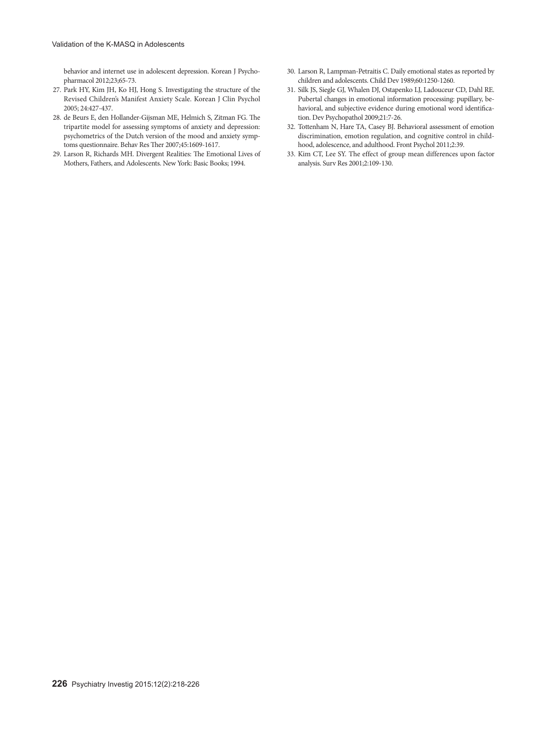behavior and internet use in adolescent depression. Korean J Psychopharmacol 2012;23;65-73.

27. Park HY, Kim JH, Ko HJ, Hong S. Investigating the structure of the Revised Children's Manifest Anxiety Scale. Korean J Clin Psychol 2005; 24:427-437.
28. de Beurs E, den Hollander-Gijsman ME, Helmich S, Zitman FG. The tripartite model for assessing symptoms of anxiety and depression: psychometrics of the Dutch version of the mood and anxiety symptoms questionnaire. Behav Res Ther 2007;45:1609-1617.
29. Larson R, Richards MH. Divergent Realities: The Emotional Lives of Mothers, Fathers, and Adolescents. New York: Basic Books; 1994.
30. Larson R, Lampman-Petraitis C. Daily emotional states as reported by children and adolescents. Child Dev 1989;60:1250-1260.
31. Silk JS, Siegle GJ, Whalen DJ, Ostapenko LJ, Ladouceur CD, Dahl RE. Pubertal changes in emotional information processing: pupillary, behavioral, and subjective evidence during emotional word identification. Dev Psychopathol 2009;21:7-26.
32. Tottenham N, Hare TA, Casey BJ. Behavioral assessment of emotion discrimination, emotion regulation, and cognitive control in childhood, adolescence, and adulthood. Front Psychol 2011;2:39.
33. Kim CT, Lee SY. The effect of group mean differences upon factor analysis. Surv Res 2001;2:109-130.